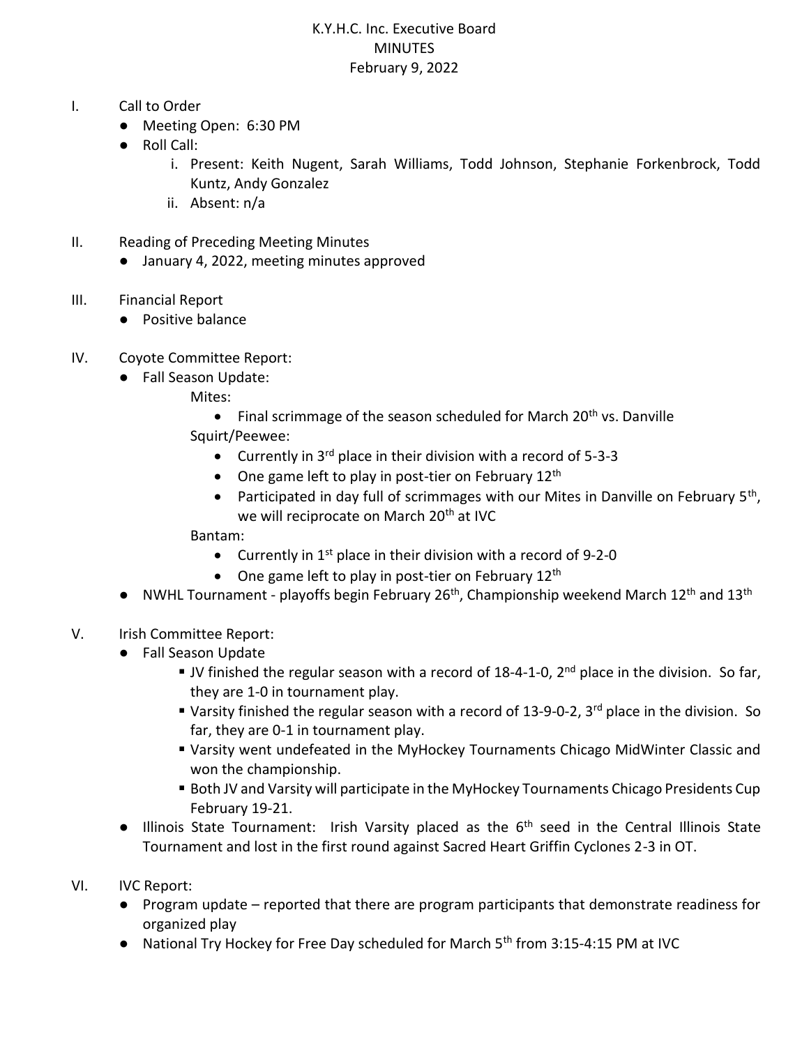# K.Y.H.C. Inc. Executive Board
## MINUTES
### February 9, 2022

I. Call to Order
   - Meeting Open: 6:30 PM
   - Roll Call:
     i. Present: Keith Nugent, Sarah Williams, Todd Johnson, Stephanie Forkenbrock, Todd Kuntz, Andy Gonzalez
     ii. Absent: n/a

II. Reading of Preceding Meeting Minutes
   - January 4, 2022, meeting minutes approved

III. Financial Report
   - Positive balance

IV. Coyote Committee Report:
   - Fall Season Update:

     Mites:
     - Final scrimmage of the season scheduled for March 20th vs. Danville

     Squirt/Peewee:
     - Currently in 3rd place in their division with a record of 5-3-3
     - One game left to play in post-tier on February 12th
     - Participated in day full of scrimmages with our Mites in Danville on February 5th, we will reciprocate on March 20th at IVC

     Bantam:
     - Currently in 1st place in their division with a record of 9-2-0
     - One game left to play in post-tier on February 12th
   - NWHL Tournament - playoffs begin February 26th, Championship weekend March 12th and 13th

V. Irish Committee Report:
   - Fall Season Update
     - JV finished the regular season with a record of 18-4-1-0, 2nd place in the division. So far, they are 1-0 in tournament play.
     - Varsity finished the regular season with a record of 13-9-0-2, 3rd place in the division. So far, they are 0-1 in tournament play.
     - Varsity went undefeated in the MyHockey Tournaments Chicago MidWinter Classic and won the championship.
     - Both JV and Varsity will participate in the MyHockey Tournaments Chicago Presidents Cup February 19-21.
   - Illinois State Tournament: Irish Varsity placed as the 6th seed in the Central Illinois State Tournament and lost in the first round against Sacred Heart Griffin Cyclones 2-3 in OT.

VI. IVC Report:
   - Program update – reported that there are program participants that demonstrate readiness for organized play
   - National Try Hockey for Free Day scheduled for March 5th from 3:15-4:15 PM at IVC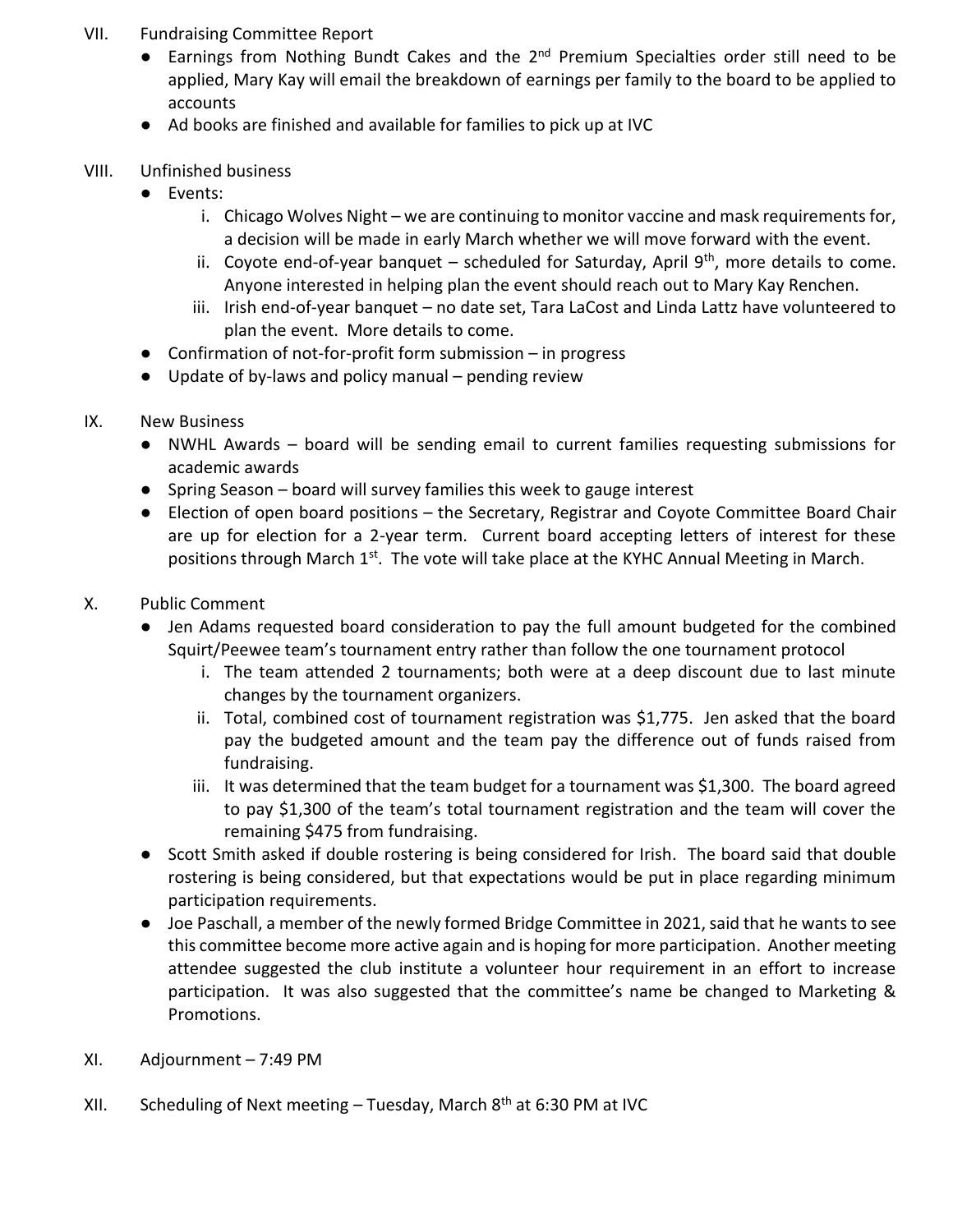VII. Fundraising Committee Report

- Earnings from Nothing Bundt Cakes and the 2nd Premium Specialties order still need to be applied, Mary Kay will email the breakdown of earnings per family to the board to be applied to accounts
- Ad books are finished and available for families to pick up at IVC

VIII. Unfinished business

- Events:
  - i. Chicago Wolves Night – we are continuing to monitor vaccine and mask requirements for, a decision will be made in early March whether we will move forward with the event.
  - ii. Coyote end-of-year banquet – scheduled for Saturday, April 9th, more details to come. Anyone interested in helping plan the event should reach out to Mary Kay Renchen.
  - iii. Irish end-of-year banquet – no date set, Tara LaCost and Linda Lattz have volunteered to plan the event. More details to come.
- Confirmation of not-for-profit form submission – in progress
- Update of by-laws and policy manual – pending review

IX. New Business

- NWHL Awards – board will be sending email to current families requesting submissions for academic awards
- Spring Season – board will survey families this week to gauge interest
- Election of open board positions – the Secretary, Registrar and Coyote Committee Board Chair are up for election for a 2-year term. Current board accepting letters of interest for these positions through March 1st. The vote will take place at the KYHC Annual Meeting in March.

X. Public Comment

- Jen Adams requested board consideration to pay the full amount budgeted for the combined Squirt/Peewee team's tournament entry rather than follow the one tournament protocol
  - i. The team attended 2 tournaments; both were at a deep discount due to last minute changes by the tournament organizers.
  - ii. Total, combined cost of tournament registration was $1,775. Jen asked that the board pay the budgeted amount and the team pay the difference out of funds raised from fundraising.
  - iii. It was determined that the team budget for a tournament was $1,300. The board agreed to pay $1,300 of the team's total tournament registration and the team will cover the remaining $475 from fundraising.
- Scott Smith asked if double rostering is being considered for Irish. The board said that double rostering is being considered, but that expectations would be put in place regarding minimum participation requirements.
- Joe Paschall, a member of the newly formed Bridge Committee in 2021, said that he wants to see this committee become more active again and is hoping for more participation. Another meeting attendee suggested the club institute a volunteer hour requirement in an effort to increase participation. It was also suggested that the committee's name be changed to Marketing & Promotions.

XI. Adjournment – 7:49 PM

XII. Scheduling of Next meeting – Tuesday, March 8th at 6:30 PM at IVC